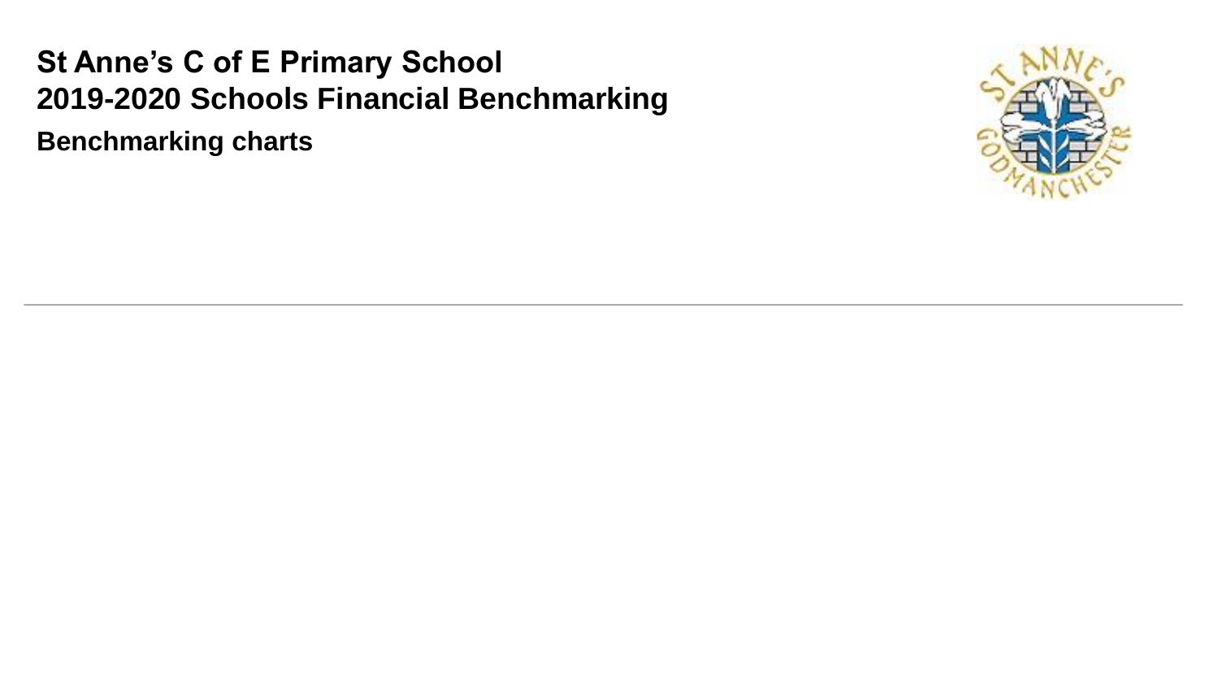# St Anne's C of E Primary School
# 2019-2020 Schools Financial Benchmarking

## Benchmarking charts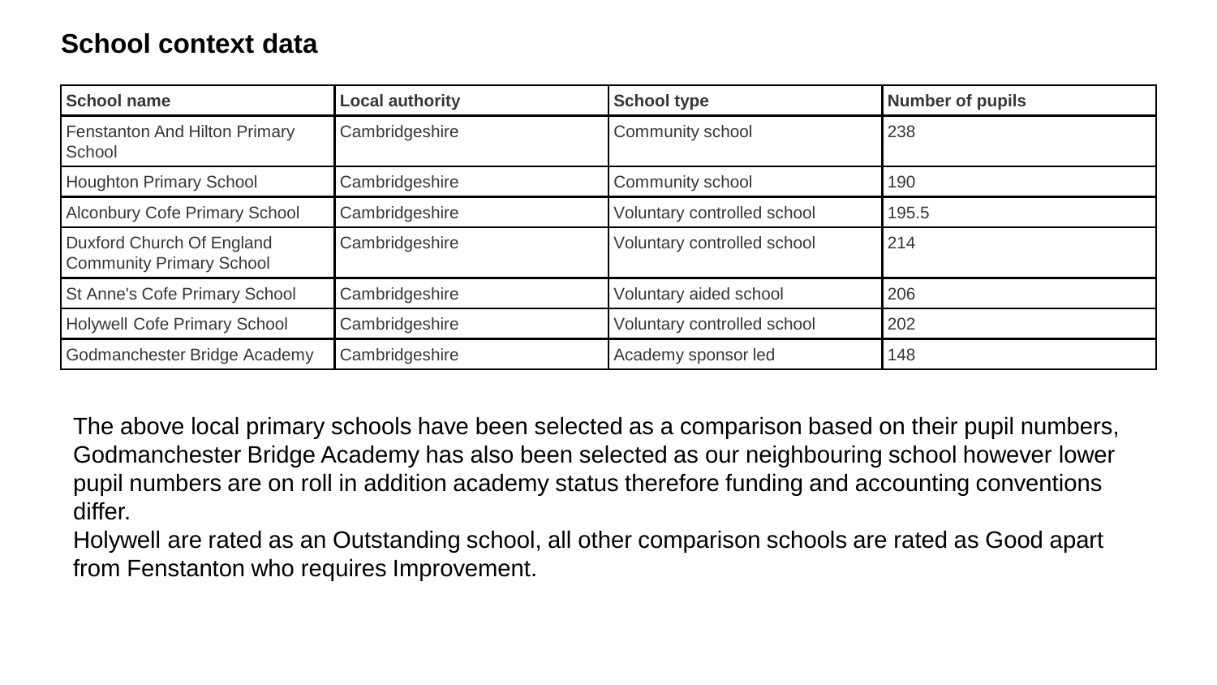# School context data

| School name | Local authority | School type | Number of pupils |
|---|---|---|---|
| Fenstanton And Hilton Primary School | Cambridgeshire | Community school | 238 |
| Houghton Primary School | Cambridgeshire | Community school | 190 |
| Alconbury Cofe Primary School | Cambridgeshire | Voluntary controlled school | 195.5 |
| Duxford Church Of England Community Primary School | Cambridgeshire | Voluntary controlled school | 214 |
| St Anne's Cofe Primary School | Cambridgeshire | Voluntary aided school | 206 |
| Holywell Cofe Primary School | Cambridgeshire | Voluntary controlled school | 202 |
| Godmanchester Bridge Academy | Cambridgeshire | Academy sponsor led | 148 |

The above local primary schools have been selected as a comparison based on their pupil numbers, Godmanchester Bridge Academy has also been selected as our neighbouring school however lower pupil numbers are on roll in addition academy status therefore funding and accounting conventions differ.
Holywell are rated as an Outstanding school, all other comparison schools are rated as Good apart from Fenstanton who requires Improvement.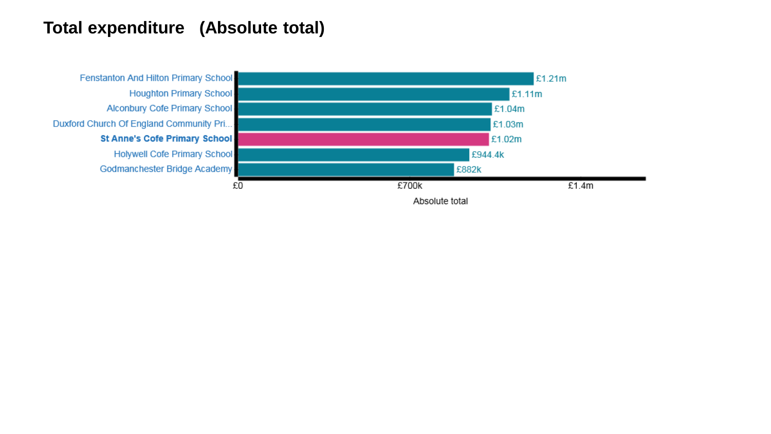# Total expenditure (Absolute total)

| School | Absolute total |
| --- | --- |
| Fenstanton And Hilton Primary School | £1.21m |
| Houghton Primary School | £1.11m |
| Alconbury Cofe Primary School | £1.04m |
| Duxford Church Of England Community Pri... | £1.03m |
| **St Anne's Cofe Primary School** | £1.02m |
| Holywell Cofe Primary School | £944.4k |
| Godmanchester Bridge Academy | £882k |

Axis: £0, £700k, £1.4m — Absolute total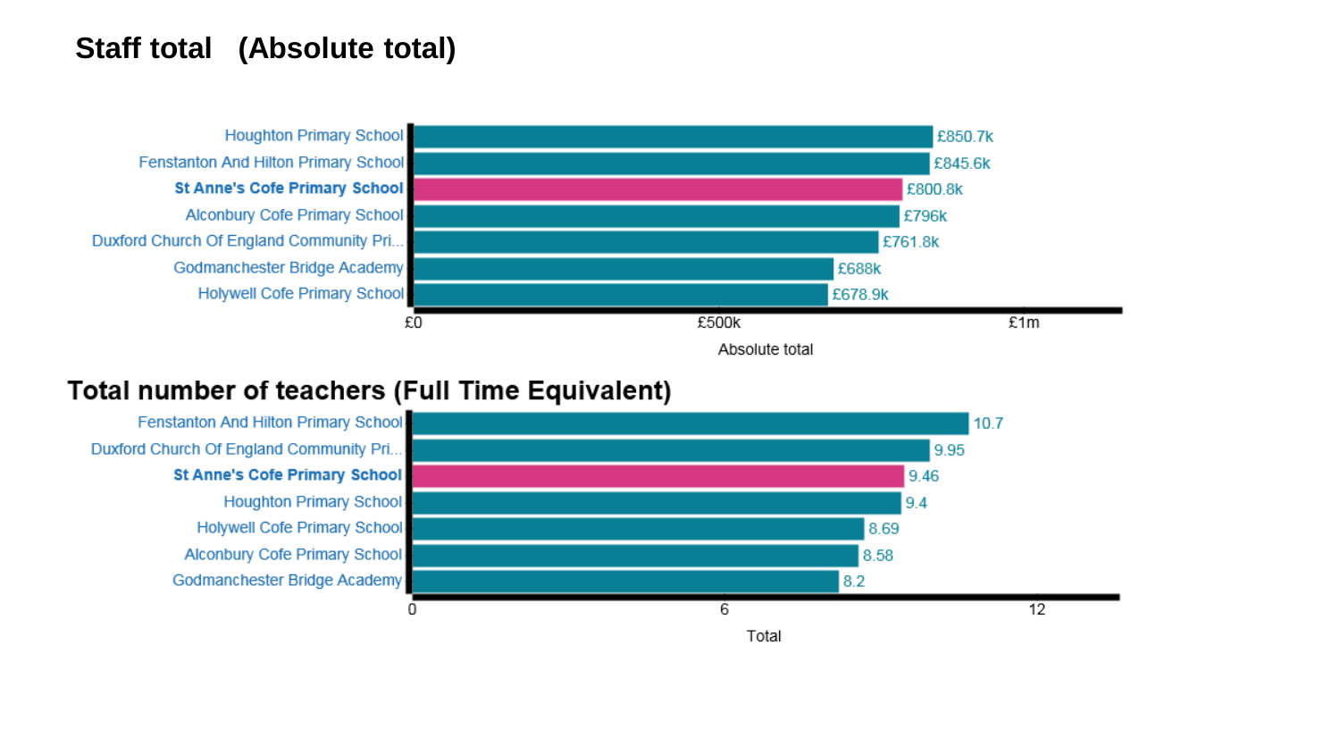## Staff total (Absolute total)

| School | Absolute total |
| --- | --- |
| Houghton Primary School | £850.7k |
| Fenstanton And Hilton Primary School | £845.6k |
| **St Anne's Cofe Primary School** | £800.8k |
| Alconbury Cofe Primary School | £796k |
| Duxford Church Of England Community Pri... | £761.8k |
| Godmanchester Bridge Academy | £688k |
| Holywell Cofe Primary School | £678.9k |

## Total number of teachers (Full Time Equivalent)

| School | Total |
| --- | --- |
| Fenstanton And Hilton Primary School | 10.7 |
| Duxford Church Of England Community Pri... | 9.95 |
| **St Anne's Cofe Primary School** | 9.46 |
| Houghton Primary School | 9.4 |
| Holywell Cofe Primary School | 8.69 |
| Alconbury Cofe Primary School | 8.58 |
| Godmanchester Bridge Academy | 8.2 |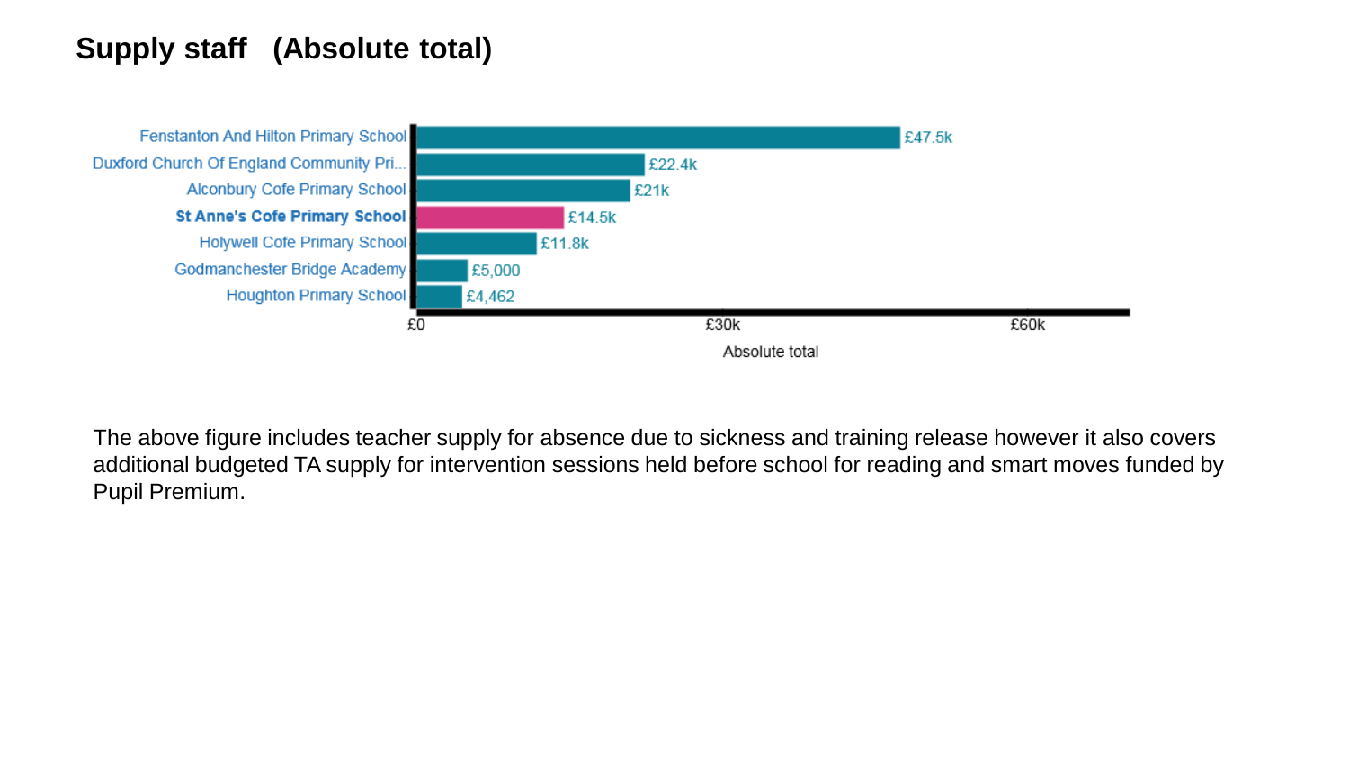# Supply staff (Absolute total)

| School | Absolute total |
| --- | --- |
| Fenstanton And Hilton Primary School | £47.5k |
| Duxford Church Of England Community Pri... | £22.4k |
| Alconbury Cofe Primary School | £21k |
| **St Anne's Cofe Primary School** | £14.5k |
| Holywell Cofe Primary School | £11.8k |
| Godmanchester Bridge Academy | £5,000 |
| Houghton Primary School | £4,462 |

The above figure includes teacher supply for absence due to sickness and training release however it also covers additional budgeted TA supply for intervention sessions held before school for reading and smart moves funded by Pupil Premium.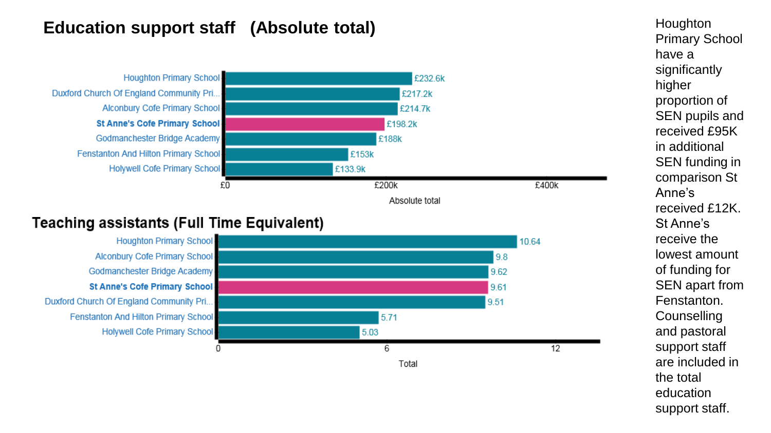## Education support staff (Absolute total)

| School | Absolute total |
| --- | --- |
| Houghton Primary School | £232.6k |
| Duxford Church Of England Community Pri... | £217.2k |
| Alconbury Cofe Primary School | £214.7k |
| **St Anne's Cofe Primary School** | £198.2k |
| Godmanchester Bridge Academy | £188k |
| Fenstanton And Hilton Primary School | £153k |
| Holywell Cofe Primary School | £133.9k |

## Teaching assistants (Full Time Equivalent)

| School | Total |
| --- | --- |
| Houghton Primary School | 10.64 |
| Alconbury Cofe Primary School | 9.8 |
| Godmanchester Bridge Academy | 9.62 |
| **St Anne's Cofe Primary School** | 9.61 |
| Duxford Church Of England Community Pri... | 9.51 |
| Fenstanton And Hilton Primary School | 5.71 |
| Holywell Cofe Primary School | 5.03 |

Houghton Primary School have a significantly higher proportion of SEN pupils and received £95K in additional SEN funding in comparison St Anne's received £12K. St Anne's receive the lowest amount of funding for SEN apart from Fenstanton. Counselling and pastoral support staff are included in the total education support staff.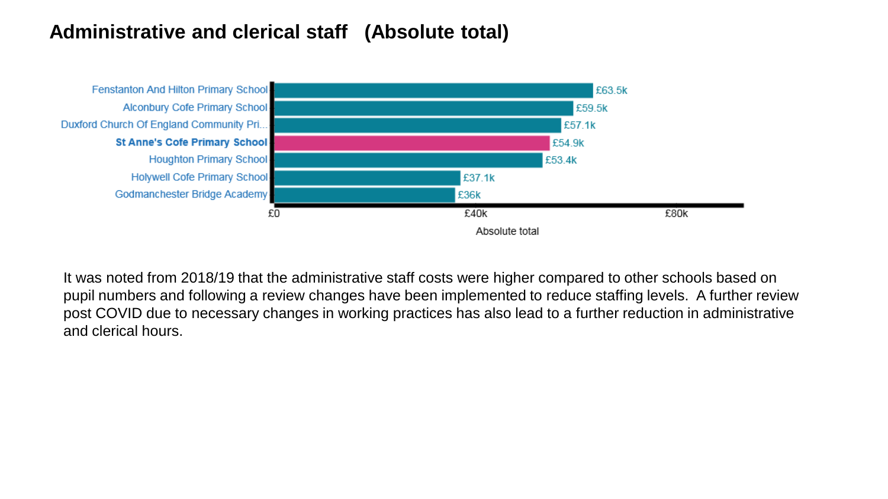# Administrative and clerical staff (Absolute total)

| School | Absolute total |
| --- | --- |
| Fenstanton And Hilton Primary School | £63.5k |
| Alconbury Cofe Primary School | £59.5k |
| Duxford Church Of England Community Pri... | £57.1k |
| **St Anne's Cofe Primary School** | £54.9k |
| Houghton Primary School | £53.4k |
| Holywell Cofe Primary School | £37.1k |
| Godmanchester Bridge Academy | £36k |

It was noted from 2018/19 that the administrative staff costs were higher compared to other schools based on pupil numbers and following a review changes have been implemented to reduce staffing levels. A further review post COVID due to necessary changes in working practices has also lead to a further reduction in administrative and clerical hours.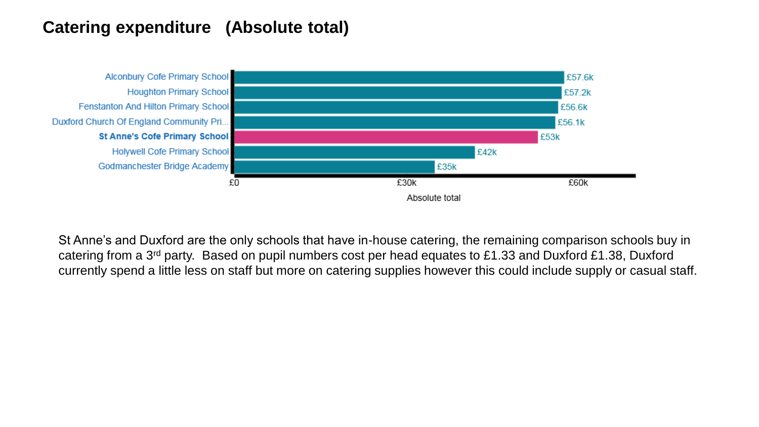# Catering expenditure (Absolute total)

| School | Absolute total |
|---|---|
| Alconbury Cofe Primary School | £57.6k |
| Houghton Primary School | £57.2k |
| Fenstanton And Hilton Primary School | £56.6k |
| Duxford Church Of England Community Pri... | £56.1k |
| **St Anne's Cofe Primary School** | £53k |
| Holywell Cofe Primary School | £42k |
| Godmanchester Bridge Academy | £35k |

St Anne's and Duxford are the only schools that have in-house catering, the remaining comparison schools buy in catering from a 3rd party. Based on pupil numbers cost per head equates to £1.33 and Duxford £1.38, Duxford currently spend a little less on staff but more on catering supplies however this could include supply or casual staff.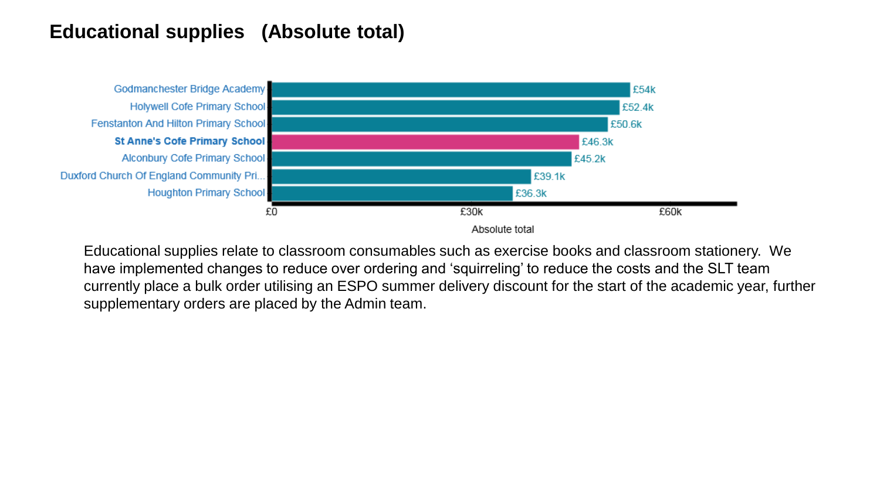# Educational supplies (Absolute total)

| School | Absolute total |
| --- | --- |
| Godmanchester Bridge Academy | £54k |
| Holywell Cofe Primary School | £52.4k |
| Fenstanton And Hilton Primary School | £50.6k |
| **St Anne's Cofe Primary School** | £46.3k |
| Alconbury Cofe Primary School | £45.2k |
| Duxford Church Of England Community Pri... | £39.1k |
| Houghton Primary School | £36.3k |

Educational supplies relate to classroom consumables such as exercise books and classroom stationery. We have implemented changes to reduce over ordering and 'squirreling' to reduce the costs and the SLT team currently place a bulk order utilising an ESPO summer delivery discount for the start of the academic year, further supplementary orders are placed by the Admin team.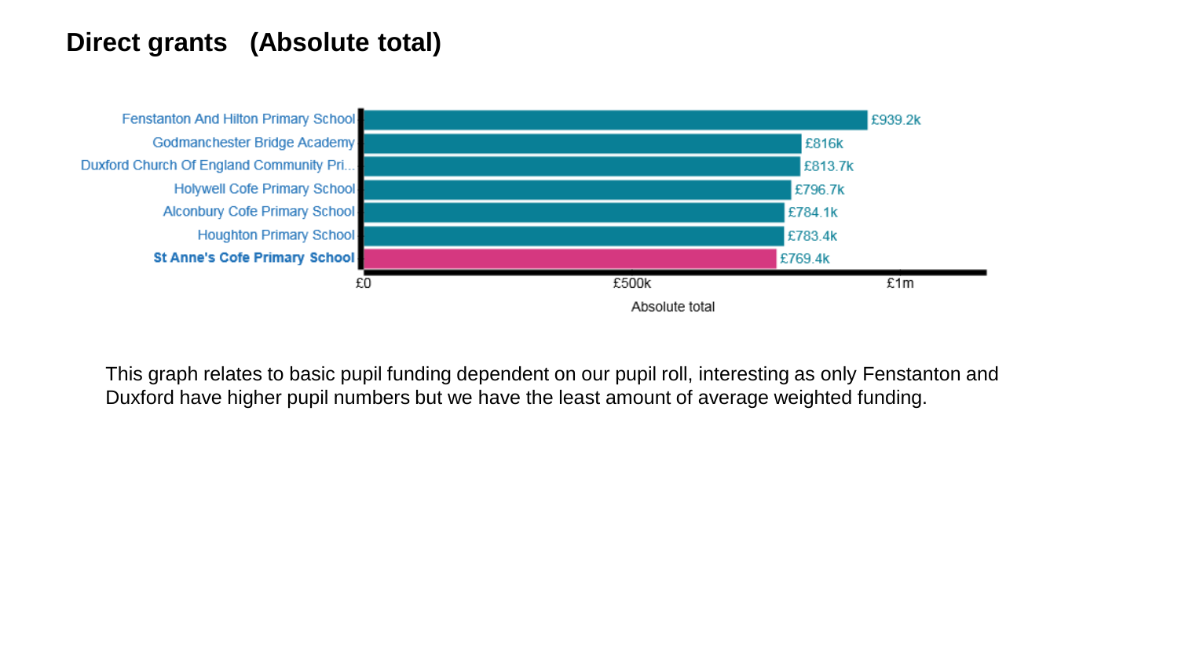# Direct grants (Absolute total)

| School | Absolute total |
| --- | --- |
| Fenstanton And Hilton Primary School | £939.2k |
| Godmanchester Bridge Academy | £816k |
| Duxford Church Of England Community Pri... | £813.7k |
| Holywell Cofe Primary School | £796.7k |
| Alconbury Cofe Primary School | £784.1k |
| Houghton Primary School | £783.4k |
| **St Anne's Cofe Primary School** | £769.4k |

This graph relates to basic pupil funding dependent on our pupil roll, interesting as only Fenstanton and Duxford have higher pupil numbers but we have the least amount of average weighted funding.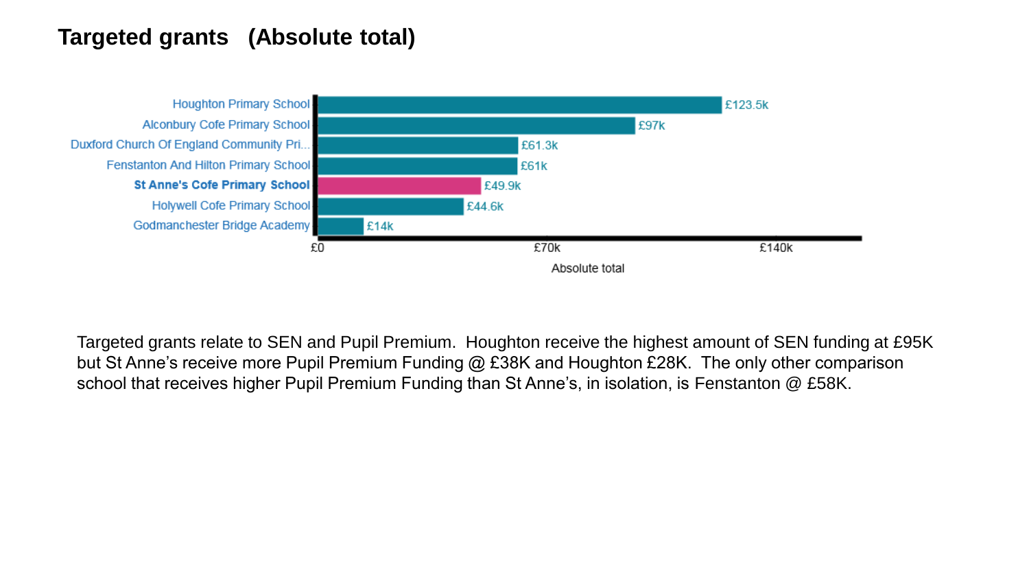# Targeted grants (Absolute total)

Houghton Primary School £123.5k
Alconbury Cofe Primary School £97k
Duxford Church Of England Community Pri... £61.3k
Fenstanton And Hilton Primary School £61k
**St Anne's Cofe Primary School** £49.9k
Holywell Cofe Primary School £44.6k
Godmanchester Bridge Academy £14k

£0
£70k
£140k
Absolute total

Targeted grants relate to SEN and Pupil Premium. Houghton receive the highest amount of SEN funding at £95K but St Anne's receive more Pupil Premium Funding @ £38K and Houghton £28K. The only other comparison school that receives higher Pupil Premium Funding than St Anne's, in isolation, is Fenstanton @ £58K.